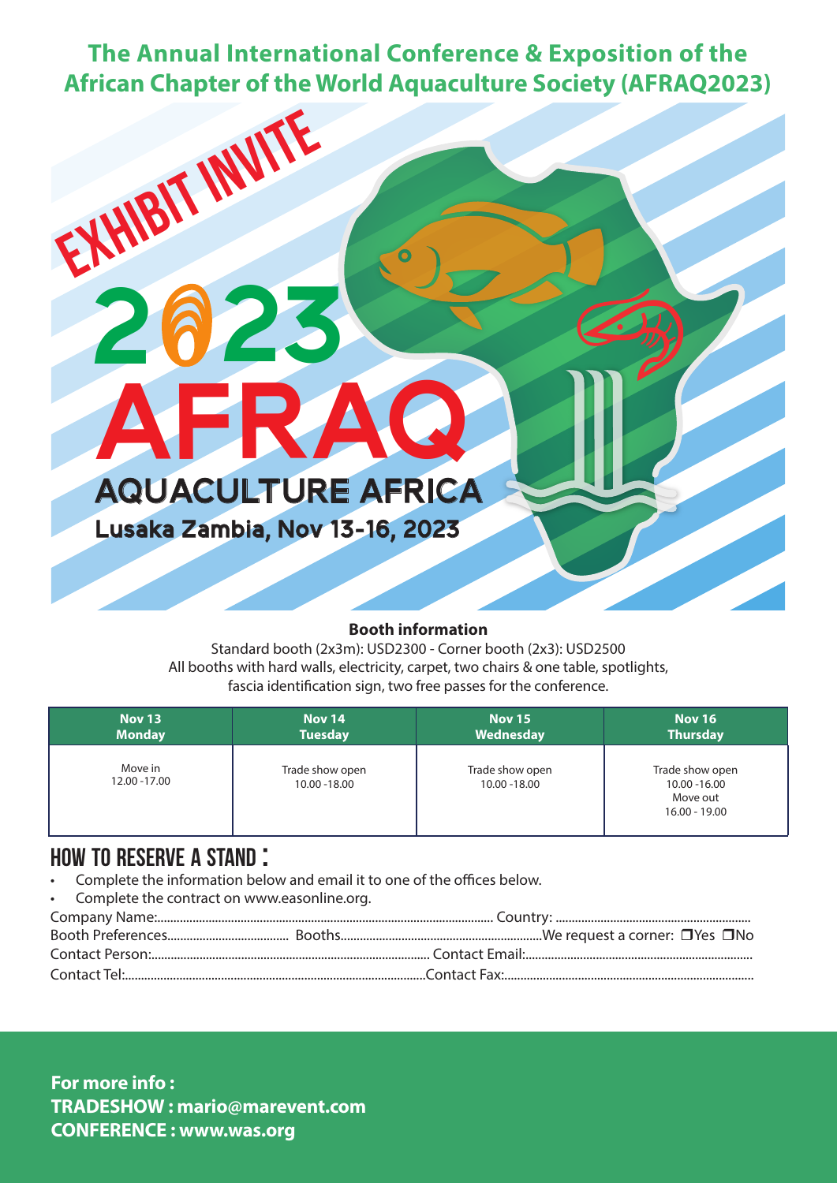# The Annual International Conference & Exposition of the African Chapter of the World Aquaculture Society (AFRAQ2023)

EXHIBIT INVITE

2023

AFRAQ

AQUACULTURE AFRICA

Lusaka Zambia, Nov 13-16, 2023

**Booth information**

Standard booth (2x3m): USD2300 - Corner booth (2x3): USD2500
All booths with hard walls, electricity, carpet, two chairs & one table, spotlights, fascia identification sign, two free passes for the conference.

| Nov 13 Monday | Nov 14 Tuesday | Nov 15 Wednesday | Nov 16 Thursday |
|---|---|---|---|
| Move in 12.00 -17.00 | Trade show open 10.00 -18.00 | Trade show open 10.00 -18.00 | Trade show open 10.00 -16.00 Move out 16.00 - 19.00 |

## HOW TO RESERVE A STAND :

- Complete the information below and email it to one of the offices below.
- Complete the contract on www.easonline.org.

Company Name:........................................ Country: ........................................

Booth Preferences.................... Booths.................................We request a corner: ❒Yes ❒No

Contact Person:........................................ Contact Email:........................................

Contact Tel:........................................Contact Fax:........................................

**For more info :**
**TRADESHOW : mario@marevent.com**
**CONFERENCE : www.was.org**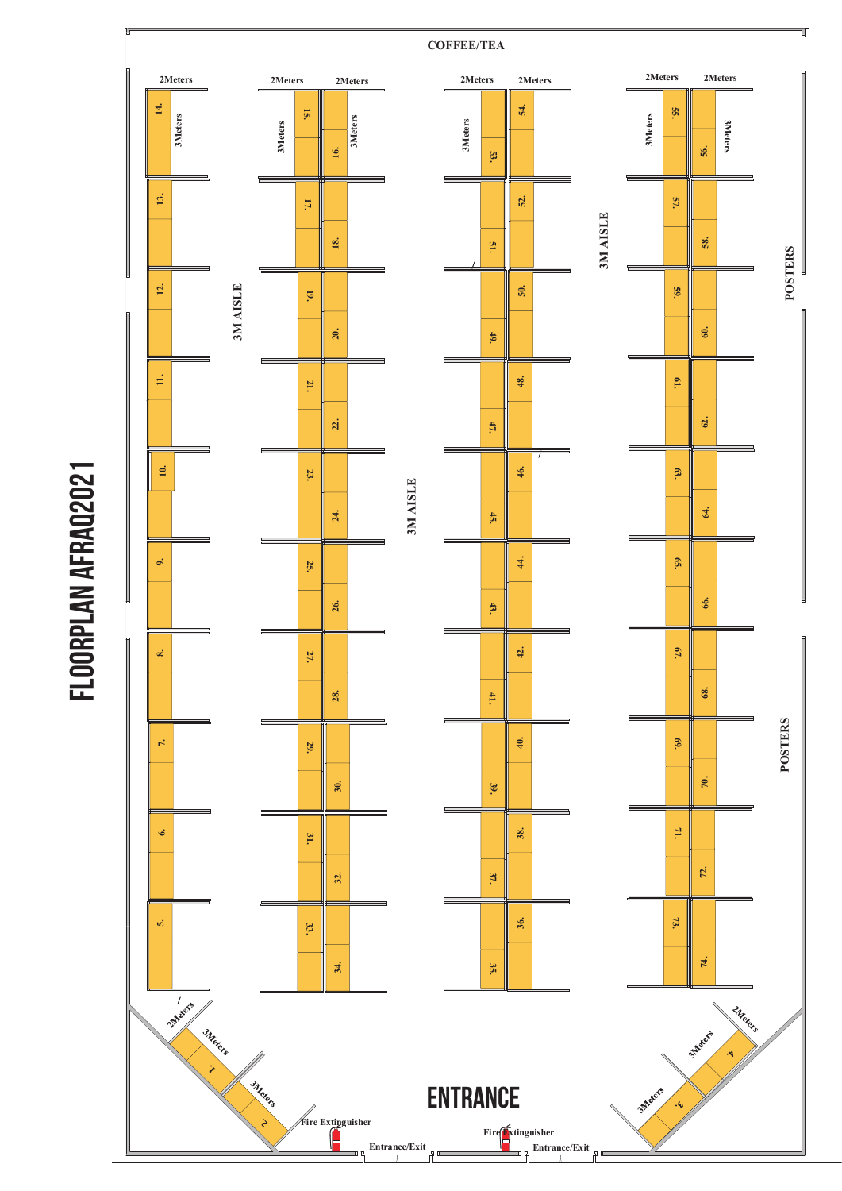# FLOORPLAN AFRAQ2021

COFFEE/TEA

2Meters

3Meters

14.
13.
12.
11.
10.
9.
8.
7.
6.
5.

3M AISLE

15.
16.
17.
18.
19.
20.
21.
22.
23.
24.
25.
26.
27.
28.
29.
30.
31.
32.
33.
34.

3M AISLE

53.
54.
51.
52.
49.
50.
47.
48.
45.
46.
43.
44.
41.
42.
39.
40.
37.
38.
35.
36.

3M AISLE

55.
56.
57.
58.
59.
60.
61.
62.
63.
64.
65.
66.
67.
68.
69.
70.
71.
72.
73.
74.

POSTERS

POSTERS

1.
2.
3.
4.

ENTRANCE

Fire Extinguisher

Entrance/Exit

Fire Extinguisher

Entrance/Exit